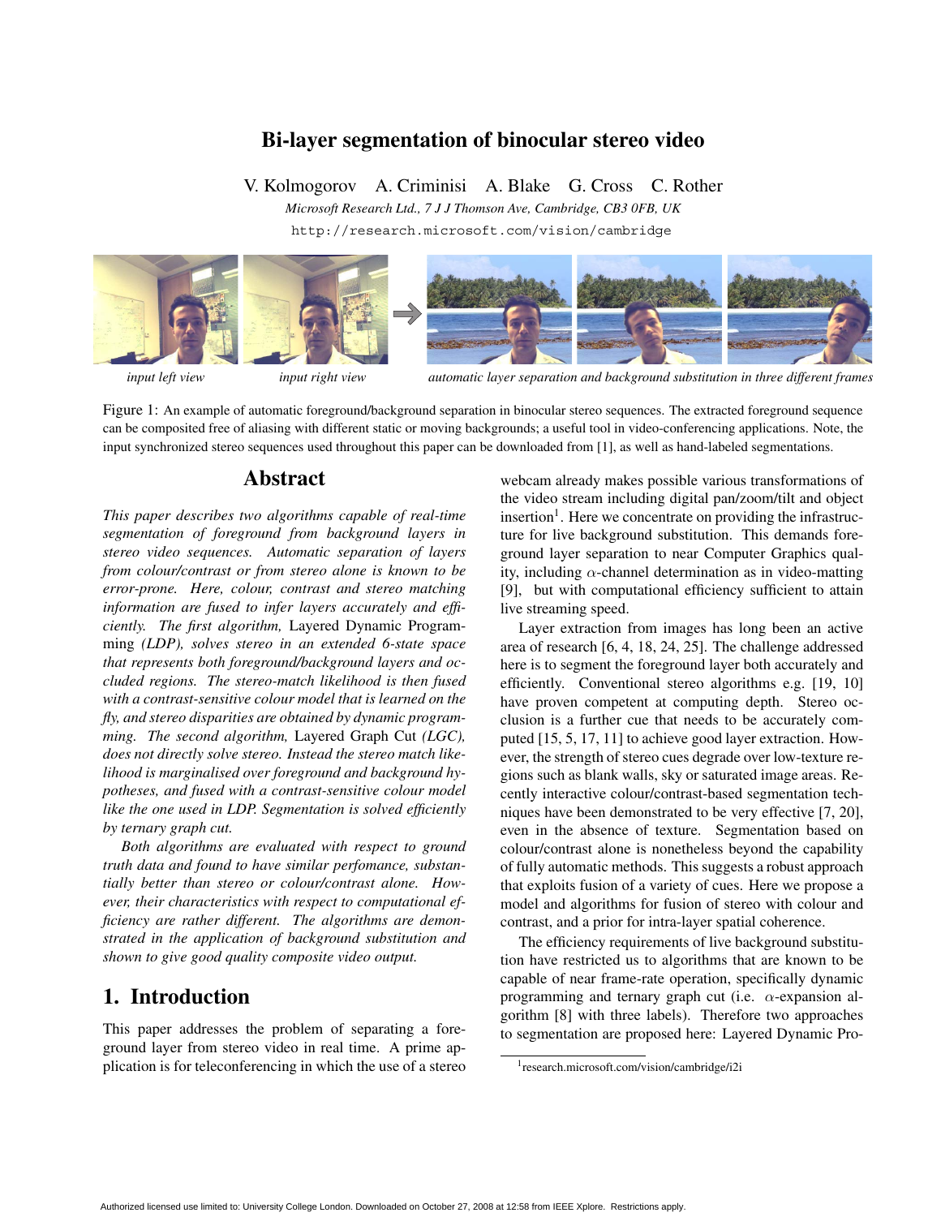# Bi-layer segmentation of binocular stereo video

V. Kolmogorov  A. Criminisi  A. Blake  G. Cross  C. Rother

*Microsoft Research Ltd., 7 J J Thomson Ave, Cambridge, CB3 0FB, UK*

http://research.microsoft.com/vision/cambridge

*input left view* *input right view* *automatic layer separation and background substitution in three different frames*

Figure 1: An example of automatic foreground/background separation in binocular stereo sequences. The extracted foreground sequence can be composited free of aliasing with different static or moving backgrounds; a useful tool in video-conferencing applications. Note, the input synchronized stereo sequences used throughout this paper can be downloaded from [1], as well as hand-labeled segmentations.

## Abstract

*This paper describes two algorithms capable of real-time segmentation of foreground from background layers in stereo video sequences. Automatic separation of layers from colour/contrast or from stereo alone is known to be error-prone. Here, colour, contrast and stereo matching information are fused to infer layers accurately and efficiently. The first algorithm,* Layered Dynamic Programming *(LDP), solves stereo in an extended 6-state space that represents both foreground/background layers and occluded regions. The stereo-match likelihood is then fused with a contrast-sensitive colour model that is learned on the fly, and stereo disparities are obtained by dynamic programming. The second algorithm,* Layered Graph Cut *(LGC), does not directly solve stereo. Instead the stereo match likelihood is marginalised over foreground and background hypotheses, and fused with a contrast-sensitive colour model like the one used in LDP. Segmentation is solved efficiently by ternary graph cut.*

*Both algorithms are evaluated with respect to ground truth data and found to have similar perfomance, substantially better than stereo or colour/contrast alone. However, their characteristics with respect to computational efficiency are rather different. The algorithms are demonstrated in the application of background substitution and shown to give good quality composite video output.*

## 1. Introduction

This paper addresses the problem of separating a foreground layer from stereo video in real time. A prime application is for teleconferencing in which the use of a stereo webcam already makes possible various transformations of the video stream including digital pan/zoom/tilt and object insertion[1]. Here we concentrate on providing the infrastructure for live background substitution. This demands foreground layer separation to near Computer Graphics quality, including $\alpha$-channel determination as in video-matting [9], but with computational efficiency sufficient to attain live streaming speed.

Layer extraction from images has long been an active area of research [6, 4, 18, 24, 25]. The challenge addressed here is to segment the foreground layer both accurately and efficiently. Conventional stereo algorithms e.g. [19, 10] have proven competent at computing depth. Stereo occlusion is a further cue that needs to be accurately computed [15, 5, 17, 11] to achieve good layer extraction. However, the strength of stereo cues degrade over low-texture regions such as blank walls, sky or saturated image areas. Recently interactive colour/contrast-based segmentation techniques have been demonstrated to be very effective [7, 20], even in the absence of texture. Segmentation based on colour/contrast alone is nonetheless beyond the capability of fully automatic methods. This suggests a robust approach that exploits fusion of a variety of cues. Here we propose a model and algorithms for fusion of stereo with colour and contrast, and a prior for intra-layer spatial coherence.

The efficiency requirements of live background substitution have restricted us to algorithms that are known to be capable of near frame-rate operation, specifically dynamic programming and ternary graph cut (i.e. $\alpha$-expansion algorithm [8] with three labels). Therefore two approaches to segmentation are proposed here: Layered Dynamic Pro-

[1] research.microsoft.com/vision/cambridge/i2i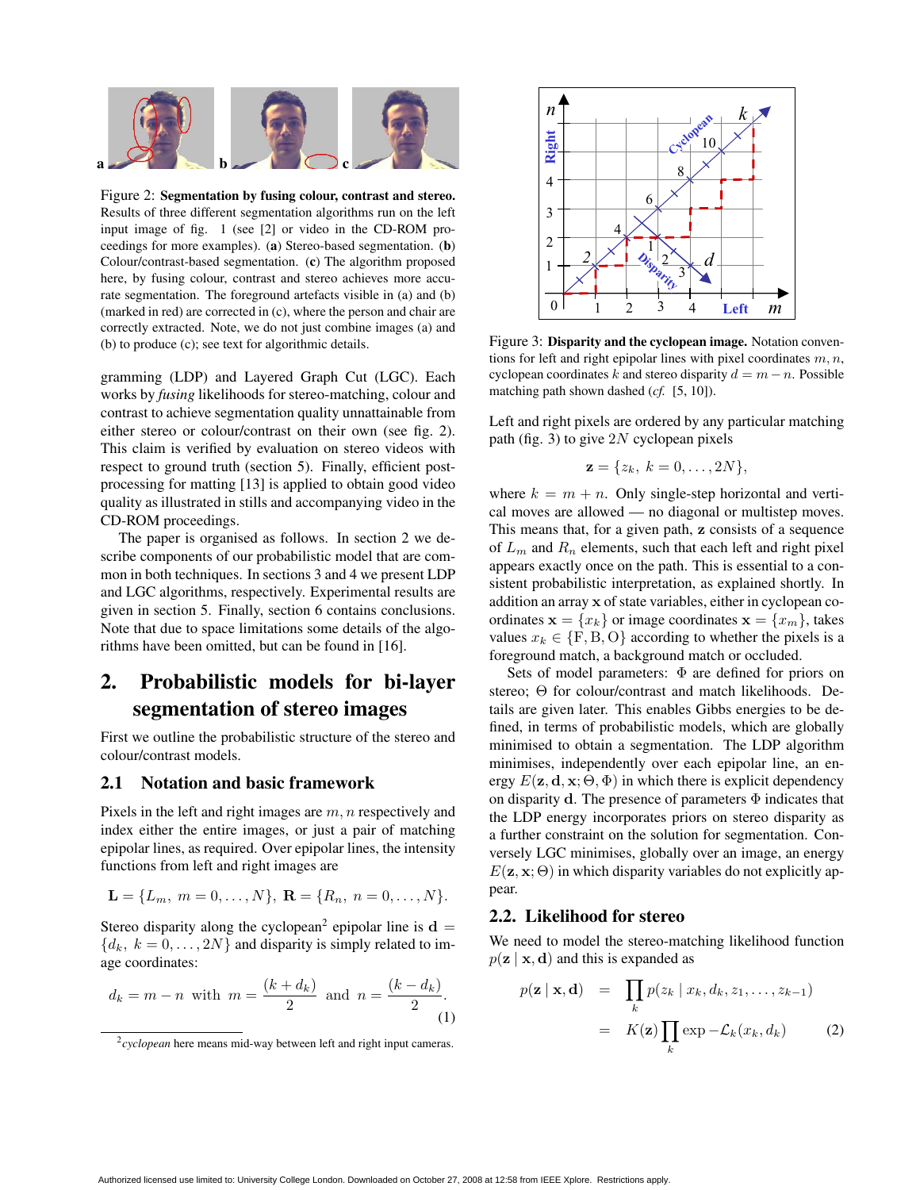Figure 2: **Segmentation by fusing colour, contrast and stereo.** Results of three different segmentation algorithms run on the left input image of fig. 1 (see [2] or video in the CD-ROM proceedings for more examples). (**a**) Stereo-based segmentation. (**b**) Colour/contrast-based segmentation. (**c**) The algorithm proposed here, by fusing colour, contrast and stereo achieves more accurate segmentation. The foreground artefacts visible in (a) and (b) (marked in red) are corrected in (c), where the person and chair are correctly extracted. Note, we do not just combine images (a) and (b) to produce (c); see text for algorithmic details.

gramming (LDP) and Layered Graph Cut (LGC). Each works by *fusing* likelihoods for stereo-matching, colour and contrast to achieve segmentation quality unattainable from either stereo or colour/contrast on their own (see fig. 2). This claim is verified by evaluation on stereo videos with respect to ground truth (section 5). Finally, efficient post-processing for matting [13] is applied to obtain good video quality as illustrated in stills and accompanying video in the CD-ROM proceedings.

The paper is organised as follows. In section 2 we describe components of our probabilistic model that are common in both techniques. In sections 3 and 4 we present LDP and LGC algorithms, respectively. Experimental results are given in section 5. Finally, section 6 contains conclusions. Note that due to space limitations some details of the algorithms have been omitted, but can be found in [16].

## 2. Probabilistic models for bi-layer segmentation of stereo images

First we outline the probabilistic structure of the stereo and colour/contrast models.

### 2.1 Notation and basic framework

Pixels in the left and right images are $m, n$ respectively and index either the entire images, or just a pair of matching epipolar lines, as required. Over epipolar lines, the intensity functions from left and right images are

$$\mathbf{L} = \{L_m,\ m = 0, \ldots, N\},\ \mathbf{R} = \{R_n,\ n = 0, \ldots, N\}.$$

Stereo disparity along the cyclopean[2] epipolar line is $\mathbf{d} = \{d_k,\ k = 0, \ldots, 2N\}$ and disparity is simply related to image coordinates:

$$d_k = m - n \text{ with } m = \frac{(k + d_k)}{2} \text{ and } n = \frac{(k - d_k)}{2}. \quad (1)$$

[2] *cyclopean* here means mid-way between left and right input cameras.

Figure 3: **Disparity and the cyclopean image.** Notation conventions for left and right epipolar lines with pixel coordinates $m, n$, cyclopean coordinates $k$ and stereo disparity $d = m - n$. Possible matching path shown dashed (*cf.* [5, 10]).

Left and right pixels are ordered by any particular matching path (fig. 3) to give $2N$ cyclopean pixels

$$\mathbf{z} = \{z_k,\ k = 0, \ldots, 2N\},$$

where $k = m + n$. Only single-step horizontal and vertical moves are allowed — no diagonal or multistep moves. This means that, for a given path, $\mathbf{z}$ consists of a sequence of $L_m$ and $R_n$ elements, such that each left and right pixel appears exactly once on the path. This is essential to a consistent probabilistic interpretation, as explained shortly. In addition an array $\mathbf{x}$ of state variables, either in cyclopean coordinates $\mathbf{x} = \{x_k\}$ or image coordinates $\mathbf{x} = \{x_m\}$, takes values $x_k \in \{\mathrm{F}, \mathrm{B}, \mathrm{O}\}$ according to whether the pixels is a foreground match, a background match or occluded.

Sets of model parameters: $\Phi$ are defined for priors on stereo; $\Theta$ for colour/contrast and match likelihoods. Details are given later. This enables Gibbs energies to be defined, in terms of probabilistic models, which are globally minimised to obtain a segmentation. The LDP algorithm minimises, independently over each epipolar line, an energy $E(\mathbf{z}, \mathbf{d}, \mathbf{x}; \Theta, \Phi)$ in which there is explicit dependency on disparity $\mathbf{d}$. The presence of parameters $\Phi$ indicates that the LDP energy incorporates priors on stereo disparity as a further constraint on the solution for segmentation. Conversely LGC minimises, globally over an image, an energy $E(\mathbf{z}, \mathbf{x}; \Theta)$ in which disparity variables do not explicitly appear.

### 2.2. Likelihood for stereo

We need to model the stereo-matching likelihood function $p(\mathbf{z} \mid \mathbf{x}, \mathbf{d})$ and this is expanded as

$$\begin{aligned} p(\mathbf{z} \mid \mathbf{x}, \mathbf{d}) &= \prod_k p(z_k \mid x_k, d_k, z_1, \ldots, z_{k-1}) \\ &= K(\mathbf{z}) \prod_k \exp -\mathcal{L}_k(x_k, d_k) \end{aligned} \quad (2)$$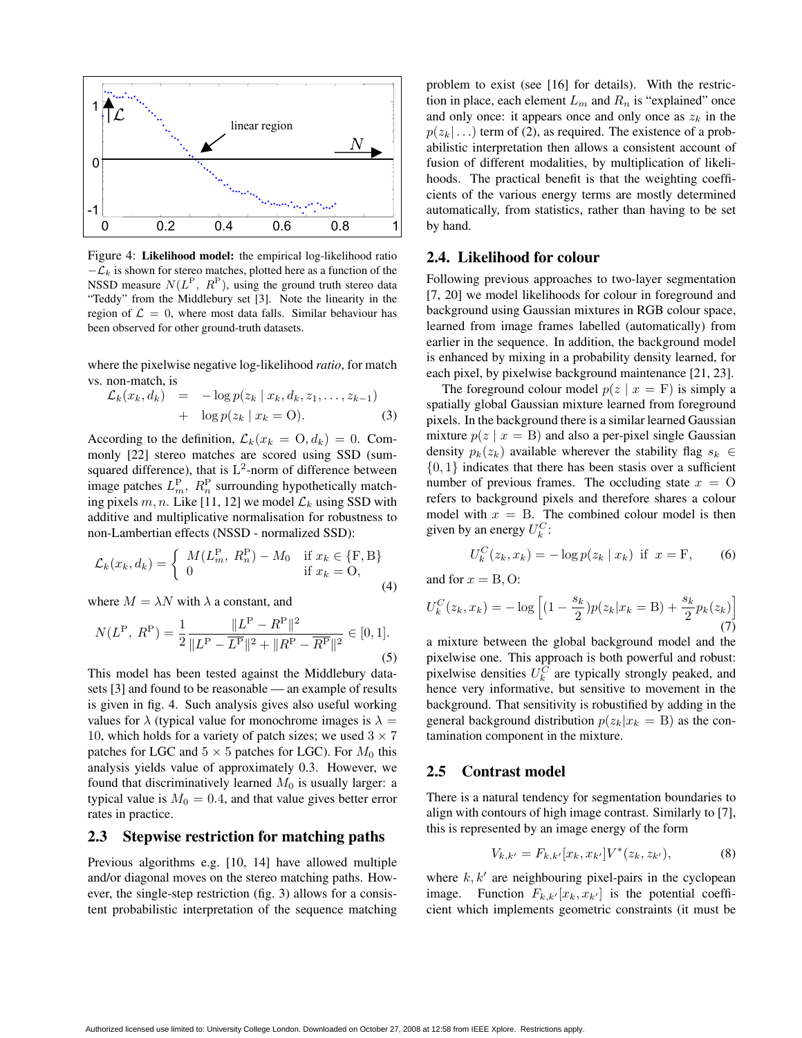Figure 4: **Likelihood model:** the empirical log-likelihood ratio $-\mathcal{L}_k$ is shown for stereo matches, plotted here as a function of the NSSD measure $N(L^{\rm P}, R^{\rm P})$, using the ground truth stereo data "Teddy" from the Middlebury set [3]. Note the linearity in the region of $\mathcal{L} = 0$, where most data falls. Similar behaviour has been observed for other ground-truth datasets.

where the pixelwise negative log-likelihood *ratio*, for match vs. non-match, is

$$\begin{aligned} \mathcal{L}_k(x_k, d_k) &= -\log p(z_k \mid x_k, d_k, z_1, \ldots, z_{k-1}) \\ &+ \log p(z_k \mid x_k = \mathrm{O}). \end{aligned} \quad (3)$$

According to the definition, $\mathcal{L}_k(x_k = \mathrm{O}, d_k) = 0$. Commonly [22] stereo matches are scored using SSD (sum-squared difference), that is $\mathrm{L}^2$-norm of difference between image patches $L^{\rm P}_m$, $R^{\rm P}_n$ surrounding hypothetically matching pixels $m, n$. Like [11, 12] we model $\mathcal{L}_k$ using SSD with additive and multiplicative normalisation for robustness to non-Lambertian effects (NSSD - normalized SSD):

$$\mathcal{L}_k(x_k, d_k) = \begin{cases} M(L^{\rm P}_m, R^{\rm P}_n) - M_0 & \text{if } x_k \in \{\mathrm{F}, \mathrm{B}\} \\ 0 & \text{if } x_k = \mathrm{O}, \end{cases} \quad (4)$$

where $M = \lambda N$ with $\lambda$ a constant, and

$$N(L^{\rm P}, R^{\rm P}) = \frac{1}{2} \frac{\|L^{\rm P} - R^{\rm P}\|^2}{\|L^{\rm P} - \overline{L^{\rm P}}\|^2 + \|R^{\rm P} - \overline{R^{\rm P}}\|^2} \in [0, 1]. \quad (5)$$

This model has been tested against the Middlebury datasets [3] and found to be reasonable — an example of results is given in fig. 4. Such analysis gives also useful working values for $\lambda$ (typical value for monochrome images is $\lambda = 10$, which holds for a variety of patch sizes; we used $3 \times 7$ patches for LGC and $5 \times 5$ patches for LGC). For $M_0$ this analysis yields value of approximately 0.3. However, we found that discriminatively learned $M_0$ is usually larger: a typical value is $M_0 = 0.4$, and that value gives better error rates in practice.

## 2.3 Stepwise restriction for matching paths

Previous algorithms e.g. [10, 14] have allowed multiple and/or diagonal moves on the stereo matching paths. However, the single-step restriction (fig. 3) allows for a consistent probabilistic interpretation of the sequence matching problem to exist (see [16] for details). With the restriction in place, each element $L_m$ and $R_n$ is "explained" once and only once: it appears once and only once as $z_k$ in the $p(z_k|\ldots)$ term of (2), as required. The existence of a probabilistic interpretation then allows a consistent account of fusion of different modalities, by multiplication of likelihoods. The practical benefit is that the weighting coefficients of the various energy terms are mostly determined automatically, from statistics, rather than having to be set by hand.

## 2.4. Likelihood for colour

Following previous approaches to two-layer segmentation [7, 20] we model likelihoods for colour in foreground and background using Gaussian mixtures in RGB colour space, learned from image frames labelled (automatically) from earlier in the sequence. In addition, the background model is enhanced by mixing in a probability density learned, for each pixel, by pixelwise background maintenance [21, 23].

The foreground colour model $p(z \mid x = \mathrm{F})$ is simply a spatially global Gaussian mixture learned from foreground pixels. In the background there is a similar learned Gaussian mixture $p(z \mid x = \mathrm{B})$ and also a per-pixel single Gaussian density $p_k(z_k)$ available wherever the stability flag $s_k \in \{0, 1\}$ indicates that there has been stasis over a sufficient number of previous frames. The occluding state $x = \mathrm{O}$ refers to background pixels and therefore shares a colour model with $x = \mathrm{B}$. The combined colour model is then given by an energy $U^C_k$:

$$U^C_k(z_k, x_k) = -\log p(z_k \mid x_k) \;\; \text{if} \;\; x = \mathrm{F}, \quad (6)$$

and for $x = \mathrm{B}, \mathrm{O}$:

$$U^C_k(z_k, x_k) = -\log \left[ (1 - \frac{s_k}{2}) p(z_k | x_k = \mathrm{B}) + \frac{s_k}{2} p_k(z_k) \right] \quad (7)$$

a mixture between the global background model and the pixelwise one. This approach is both powerful and robust: pixelwise densities $U^C_k$ are typically strongly peaked, and hence very informative, but sensitive to movement in the background. That sensitivity is robustified by adding in the general background distribution $p(z_k | x_k = \mathrm{B})$ as the contamination component in the mixture.

## 2.5 Contrast model

There is a natural tendency for segmentation boundaries to align with contours of high image contrast. Similarly to [7], this is represented by an image energy of the form

$$V_{k,k'} = F_{k,k'}[x_k, x_{k'}] V^*(z_k, z_{k'}), \quad (8)$$

where $k, k'$ are neighbouring pixel-pairs in the cyclopean image. Function $F_{k,k'}[x_k, x_{k'}]$ is the potential coefficient which implements geometric constraints (it must be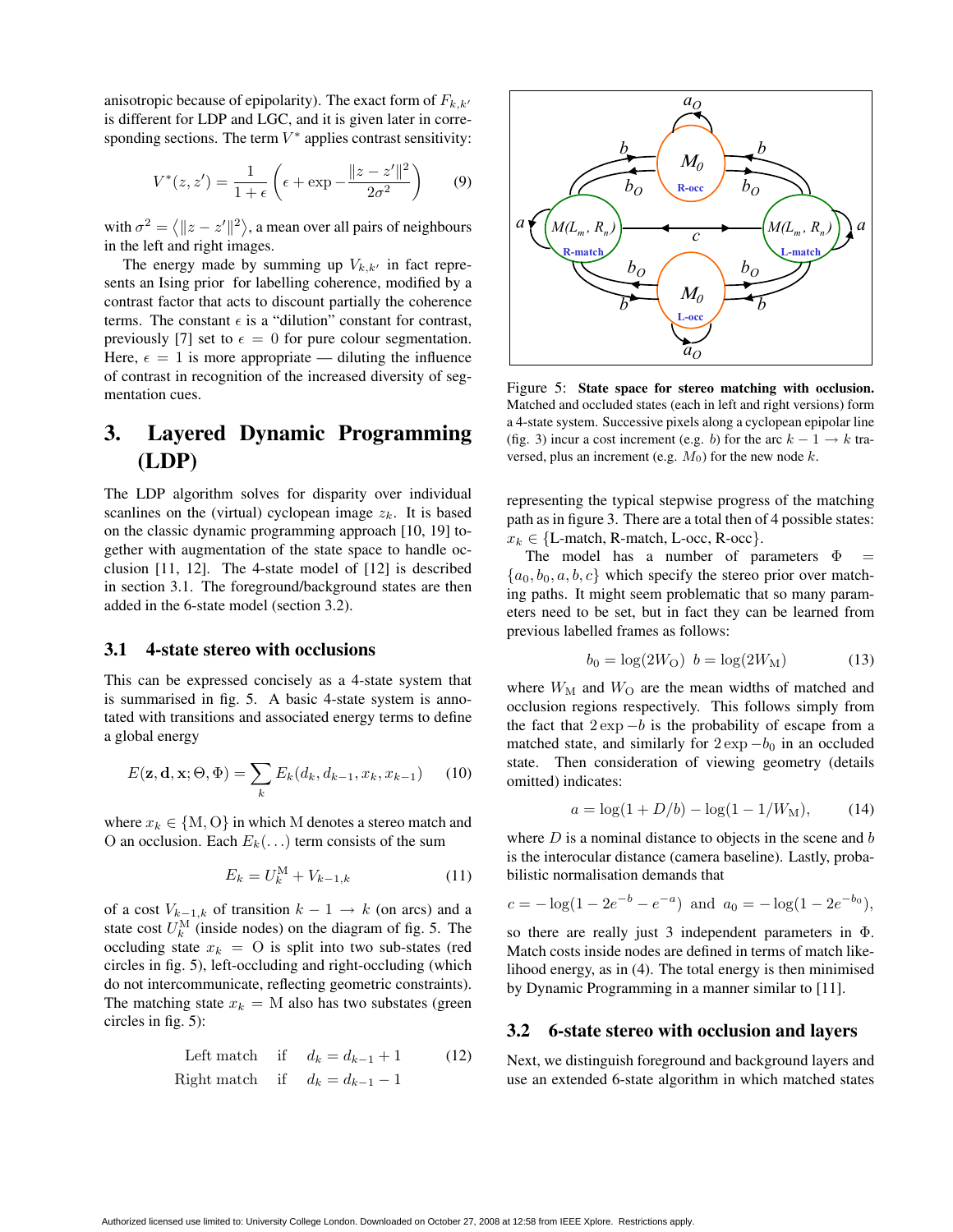anisotropic because of epipolarity). The exact form of $F_{k,k'}$ is different for LDP and LGC, and it is given later in corresponding sections. The term $V^*$ applies contrast sensitivity:

$$V^*(z, z') = \frac{1}{1+\epsilon}\left(\epsilon + \exp -\frac{\|z - z'\|^2}{2\sigma^2}\right) \tag{9}$$

with $\sigma^2 = \left\langle \|z - z'\|^2 \right\rangle$, a mean over all pairs of neighbours in the left and right images.

The energy made by summing up $V_{k,k'}$ in fact represents an Ising prior for labelling coherence, modified by a contrast factor that acts to discount partially the coherence terms. The constant $\epsilon$ is a "dilution" constant for contrast, previously [7] set to $\epsilon = 0$ for pure colour segmentation. Here, $\epsilon = 1$ is more appropriate — diluting the influence of contrast in recognition of the increased diversity of segmentation cues.

# 3. Layered Dynamic Programming (LDP)

The LDP algorithm solves for disparity over individual scanlines on the (virtual) cyclopean image $z_k$. It is based on the classic dynamic programming approach [10, 19] together with augmentation of the state space to handle occlusion [11, 12]. The 4-state model of [12] is described in section 3.1. The foreground/background states are then added in the 6-state model (section 3.2).

## 3.1 4-state stereo with occlusions

This can be expressed concisely as a 4-state system that is summarised in fig. 5. A basic 4-state system is annotated with transitions and associated energy terms to define a global energy

$$E(\mathbf{z}, \mathbf{d}, \mathbf{x}; \Theta, \Phi) = \sum_k E_k(d_k, d_{k-1}, x_k, x_{k-1}) \tag{10}$$

where $x_k \in \{\mathrm{M}, \mathrm{O}\}$ in which M denotes a stereo match and O an occlusion. Each $E_k(\ldots)$ term consists of the sum

$$E_k = U_k^{\mathrm{M}} + V_{k-1,k} \tag{11}$$

of a cost $V_{k-1,k}$ of transition $k-1 \to k$ (on arcs) and a state cost $U_k^{\mathrm{M}}$ (inside nodes) on the diagram of fig. 5. The occluding state $x_k = \mathrm{O}$ is split into two sub-states (red circles in fig. 5), left-occluding and right-occluding (which do not intercommunicate, reflecting geometric constraints). The matching state $x_k = \mathrm{M}$ also has two substates (green circles in fig. 5):

$$\begin{array}{lll} \text{Left match} & \text{if} & d_k = d_{k-1} + 1 \\ \text{Right match} & \text{if} & d_k = d_{k-1} - 1 \end{array} \tag{12}$$

Figure 5: **State space for stereo matching with occlusion.** Matched and occluded states (each in left and right versions) form a 4-state system. Successive pixels along a cyclopean epipolar line (fig. 3) incur a cost increment (e.g. $b$) for the arc $k-1 \to k$ traversed, plus an increment (e.g. $M_0$) for the new node $k$.

representing the typical stepwise progress of the matching path as in figure 3. There are a total then of 4 possible states: $x_k \in \{$L-match, R-match, L-occ, R-occ$\}$.

The model has a number of parameters $\Phi = \{a_0, b_0, a, b, c\}$ which specify the stereo prior over matching paths. It might seem problematic that so many parameters need to be set, but in fact they can be learned from previous labelled frames as follows:

$$b_0 = \log(2W_{\mathrm{O}}) \quad b = \log(2W_{\mathrm{M}}) \tag{13}$$

where $W_{\mathrm{M}}$ and $W_{\mathrm{O}}$ are the mean widths of matched and occlusion regions respectively. This follows simply from the fact that $2\exp -b$ is the probability of escape from a matched state, and similarly for $2\exp -b_0$ in an occluded state. Then consideration of viewing geometry (details omitted) indicates:

$$a = \log(1 + D/b) - \log(1 - 1/W_{\mathrm{M}}), \tag{14}$$

where $D$ is a nominal distance to objects in the scene and $b$ is the interocular distance (camera baseline). Lastly, probabilistic normalisation demands that

$$c = -\log(1 - 2e^{-b} - e^{-a}) \text{ and } a_0 = -\log(1 - 2e^{-b_0}),$$

so there are really just 3 independent parameters in $\Phi$. Match costs inside nodes are defined in terms of match likelihood energy, as in (4). The total energy is then minimised by Dynamic Programming in a manner similar to [11].

## 3.2 6-state stereo with occlusion and layers

Next, we distinguish foreground and background layers and use an extended 6-state algorithm in which matched states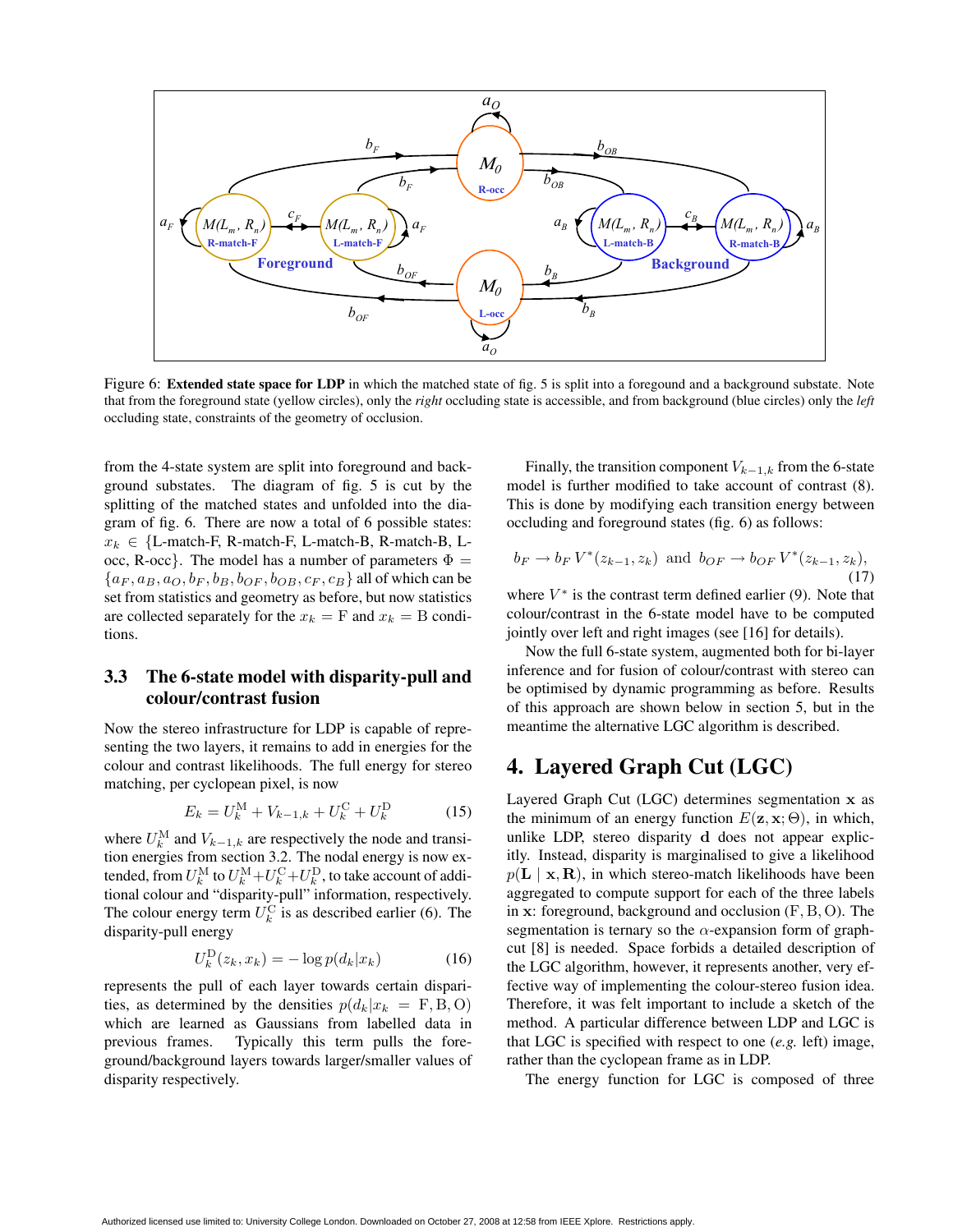Figure 6: **Extended state space for LDP** in which the matched state of fig. 5 is split into a foreground and a background substate. Note that from the foreground state (yellow circles), only the *right* occluding state is accessible, and from background (blue circles) only the *left* occluding state, constraints of the geometry of occlusion.

from the 4-state system are split into foreground and background substates. The diagram of fig. 5 is cut by the splitting of the matched states and unfolded into the diagram of fig. 6. There are now a total of 6 possible states: $x_k \in \{$L-match-F, R-match-F, L-match-B, R-match-B, L-occ, R-occ$\}$. The model has a number of parameters $\Phi = \{a_F, a_B, a_O, b_F, b_B, b_{OF}, b_{OB}, c_F, c_B\}$ all of which can be set from statistics and geometry as before, but now statistics are collected separately for the $x_k = \mathrm{F}$ and $x_k = \mathrm{B}$ conditions.

### 3.3 The 6-state model with disparity-pull and colour/contrast fusion

Now the stereo infrastructure for LDP is capable of representing the two layers, it remains to add in energies for the colour and contrast likelihoods. The full energy for stereo matching, per cyclopean pixel, is now

$$E_k = U_k^{\mathrm{M}} + V_{k-1,k} + U_k^{\mathrm{C}} + U_k^{\mathrm{D}} \tag{15}$$

where $U_k^{\mathrm{M}}$ and $V_{k-1,k}$ are respectively the node and transition energies from section 3.2. The nodal energy is now extended, from $U_k^{\mathrm{M}}$ to $U_k^{\mathrm{M}}+U_k^{\mathrm{C}}+U_k^{\mathrm{D}}$, to take account of additional colour and "disparity-pull" information, respectively. The colour energy term $U_k^{\mathrm{C}}$ is as described earlier (6). The disparity-pull energy

$$U_k^{\mathrm{D}}(z_k, x_k) = -\log p(d_k|x_k) \tag{16}$$

represents the pull of each layer towards certain disparities, as determined by the densities $p(d_k|x_k = \mathrm{F}, \mathrm{B}, \mathrm{O})$ which are learned as Gaussians from labelled data in previous frames. Typically this term pulls the foreground/background layers towards larger/smaller values of disparity respectively.

Finally, the transition component $V_{k-1,k}$ from the 6-state model is further modified to take account of contrast (8). This is done by modifying each transition energy between occluding and foreground states (fig. 6) as follows:

$$b_F \to b_F\, V^*(z_{k-1}, z_k) \;\text{ and }\; b_{OF} \to b_{OF}\, V^*(z_{k-1}, z_k), \tag{17}$$

where $V^*$ is the contrast term defined earlier (9). Note that colour/contrast in the 6-state model have to be computed jointly over left and right images (see [16] for details).

Now the full 6-state system, augmented both for bi-layer inference and for fusion of colour/contrast with stereo can be optimised by dynamic programming as before. Results of this approach are shown below in section 5, but in the meantime the alternative LGC algorithm is described.

# 4. Layered Graph Cut (LGC)

Layered Graph Cut (LGC) determines segmentation $\mathbf{x}$ as the minimum of an energy function $E(\mathbf{z}, \mathbf{x}; \Theta)$, in which, unlike LDP, stereo disparity $\mathbf{d}$ does not appear explicitly. Instead, disparity is marginalised to give a likelihood $p(\mathbf{L} \mid \mathbf{x}, \mathbf{R})$, in which stereo-match likelihoods have been aggregated to compute support for each of the three labels in $\mathbf{x}$: foreground, background and occlusion $(\mathrm{F}, \mathrm{B}, \mathrm{O})$. The segmentation is ternary so the $\alpha$-expansion form of graph-cut [8] is needed. Space forbids a detailed description of the LGC algorithm, however, it represents another, very effective way of implementing the colour-stereo fusion idea. Therefore, it was felt important to include a sketch of the method. A particular difference between LDP and LGC is that LGC is specified with respect to one (*e.g.* left) image, rather than the cyclopean frame as in LDP.

The energy function for LGC is composed of three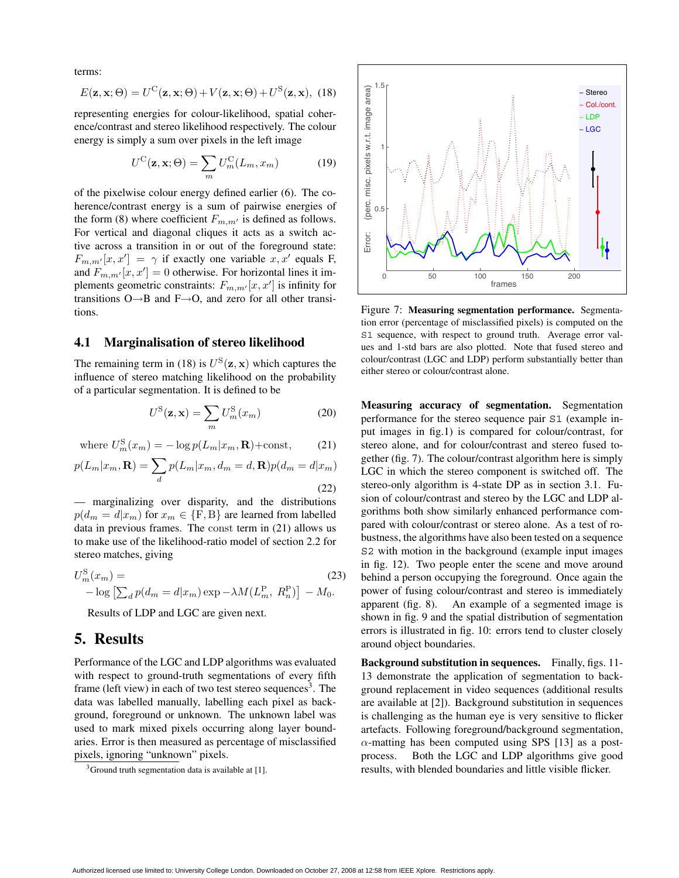terms:

$$E(\mathbf{z}, \mathbf{x}; \Theta) = U^{\mathrm{C}}(\mathbf{z}, \mathbf{x}; \Theta) + V(\mathbf{z}, \mathbf{x}; \Theta) + U^{\mathrm{S}}(\mathbf{z}, \mathbf{x}), \quad (18)$$

representing energies for colour-likelihood, spatial coherence/contrast and stereo likelihood respectively. The colour energy is simply a sum over pixels in the left image

$$U^{\mathrm{C}}(\mathbf{z}, \mathbf{x}; \Theta) = \sum_m U_m^{\mathrm{C}}(L_m, x_m) \quad (19)$$

of the pixelwise colour energy defined earlier (6). The coherence/contrast energy is a sum of pairwise energies of the form (8) where coefficient $F_{m,m'}$ is defined as follows. For vertical and diagonal cliques it acts as a switch active across a transition in or out of the foreground state: $F_{m,m'}[x, x'] = \gamma$ if exactly one variable $x, x'$ equals F, and $F_{m,m'}[x, x'] = 0$ otherwise. For horizontal lines it implements geometric constraints: $F_{m,m'}[x, x']$ is infinity for transitions O→B and F→O, and zero for all other transitions.

## 4.1 Marginalisation of stereo likelihood

The remaining term in (18) is $U^{\mathrm{S}}(\mathbf{z}, \mathbf{x})$ which captures the influence of stereo matching likelihood on the probability of a particular segmentation. It is defined to be

$$U^{\mathrm{S}}(\mathbf{z}, \mathbf{x}) = \sum_m U_m^{\mathrm{S}}(x_m) \quad (20)$$

$$\text{where } U_m^{\mathrm{S}}(x_m) = -\log p(L_m | x_m, \mathbf{R}) + \text{const}, \quad (21)$$

$$p(L_m | x_m, \mathbf{R}) = \sum_d p(L_m | x_m, d_m = d, \mathbf{R}) p(d_m = d | x_m) \quad (22)$$

— marginalizing over disparity, and the distributions $p(d_m = d | x_m)$ for $x_m \in \{\mathrm{F}, \mathrm{B}\}$ are learned from labelled data in previous frames. The const term in (21) allows us to make use of the likelihood-ratio model of section 2.2 for stereo matches, giving

$$U_m^{\mathrm{S}}(x_m) = -\log \left[ \sum_d p(d_m = d | x_m) \exp -\lambda M(L_m^{\mathrm{P}}, R_n^{\mathrm{P}}) \right] - M_0. \quad (23)$$

Results of LDP and LGC are given next.

# 5. Results

Performance of the LGC and LDP algorithms was evaluated with respect to ground-truth segmentations of every fifth frame (left view) in each of two test stereo sequences[3]. The data was labelled manually, labelling each pixel as background, foreground or unknown. The unknown label was used to mark mixed pixels occurring along layer boundaries. Error is then measured as percentage of misclassified pixels, ignoring "unknown" pixels.

[3] Ground truth segmentation data is available at [1].

Figure 7: **Measuring segmentation performance.** Segmentation error (percentage of misclassified pixels) is computed on the S1 sequence, with respect to ground truth. Average error values and 1-std bars are also plotted. Note that fused stereo and colour/contrast (LGC and LDP) perform substantially better than either stereo or colour/contrast alone.

**Measuring accuracy of segmentation.** Segmentation performance for the stereo sequence pair S1 (example input images in fig.1) is compared for colour/contrast, for stereo alone, and for colour/contrast and stereo fused together (fig. 7). The colour/contrast algorithm here is simply LGC in which the stereo component is switched off. The stereo-only algorithm is 4-state DP as in section 3.1. Fusion of colour/contrast and stereo by the LGC and LDP algorithms both show similarly enhanced performance compared with colour/contrast or stereo alone. As a test of robustness, the algorithms have also been tested on a sequence S2 with motion in the background (example input images in fig. 12). Two people enter the scene and move around behind a person occupying the foreground. Once again the power of fusing colour/contrast and stereo is immediately apparent (fig. 8). An example of a segmented image is shown in fig. 9 and the spatial distribution of segmentation errors is illustrated in fig. 10: errors tend to cluster closely around object boundaries.

**Background substitution in sequences.** Finally, figs. 11-13 demonstrate the application of segmentation to background replacement in video sequences (additional results are available at [2]). Background substitution in sequences is challenging as the human eye is very sensitive to flicker artefacts. Following foreground/background segmentation, $\alpha$-matting has been computed using SPS [13] as a post-process. Both the LGC and LDP algorithms give good results, with blended boundaries and little visible flicker.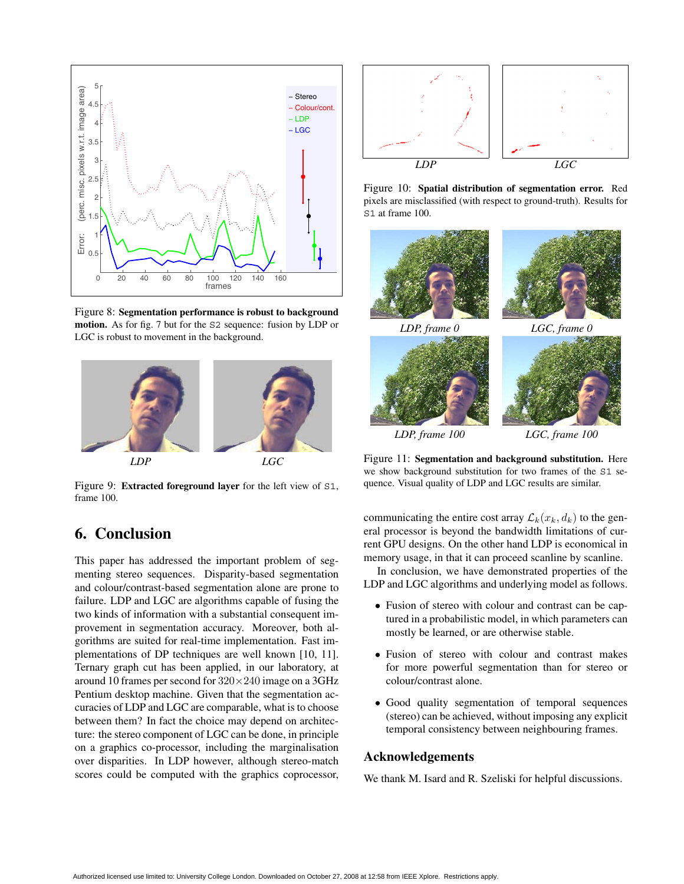Figure 8: **Segmentation performance is robust to background motion.** As for fig. 7 but for the `S2` sequence: fusion by LDP or LGC is robust to movement in the background.

*LDP* *LGC*

Figure 9: **Extracted foreground layer** for the left view of `S1`, frame 100.

*LDP* *LGC*

Figure 10: **Spatial distribution of segmentation error.** Red pixels are misclassified (with respect to ground-truth). Results for `S1` at frame 100.

*LDP, frame 0* *LGC, frame 0*

*LDP, frame 100* *LGC, frame 100*

Figure 11: **Segmentation and background substitution.** Here we show background substitution for two frames of the `S1` sequence. Visual quality of LDP and LGC results are similar.

# 6. Conclusion

This paper has addressed the important problem of segmenting stereo sequences. Disparity-based segmentation and colour/contrast-based segmentation alone are prone to failure. LDP and LGC are algorithms capable of fusing the two kinds of information with a substantial consequent improvement in segmentation accuracy. Moreover, both algorithms are suited for real-time implementation. Fast implementations of DP techniques are well known [10, 11]. Ternary graph cut has been applied, in our laboratory, at around 10 frames per second for $320 \times 240$ image on a 3GHz Pentium desktop machine. Given that the segmentation accuracies of LDP and LGC are comparable, what is to choose between them? In fact the choice may depend on architecture: the stereo component of LGC can be done, in principle on a graphics co-processor, including the marginalisation over disparities. In LDP however, although stereo-match scores could be computed with the graphics coprocessor, communicating the entire cost array $\mathcal{L}_k(x_k, d_k)$ to the general processor is beyond the bandwidth limitations of current GPU designs. On the other hand LDP is economical in memory usage, in that it can proceed scanline by scanline.

In conclusion, we have demonstrated properties of the LDP and LGC algorithms and underlying model as follows.

- Fusion of stereo with colour and contrast can be captured in a probabilistic model, in which parameters can mostly be learned, or are otherwise stable.
- Fusion of stereo with colour and contrast makes for more powerful segmentation than for stereo or colour/contrast alone.
- Good quality segmentation of temporal sequences (stereo) can be achieved, without imposing any explicit temporal consistency between neighbouring frames.

## Acknowledgements

We thank M. Isard and R. Szeliski for helpful discussions.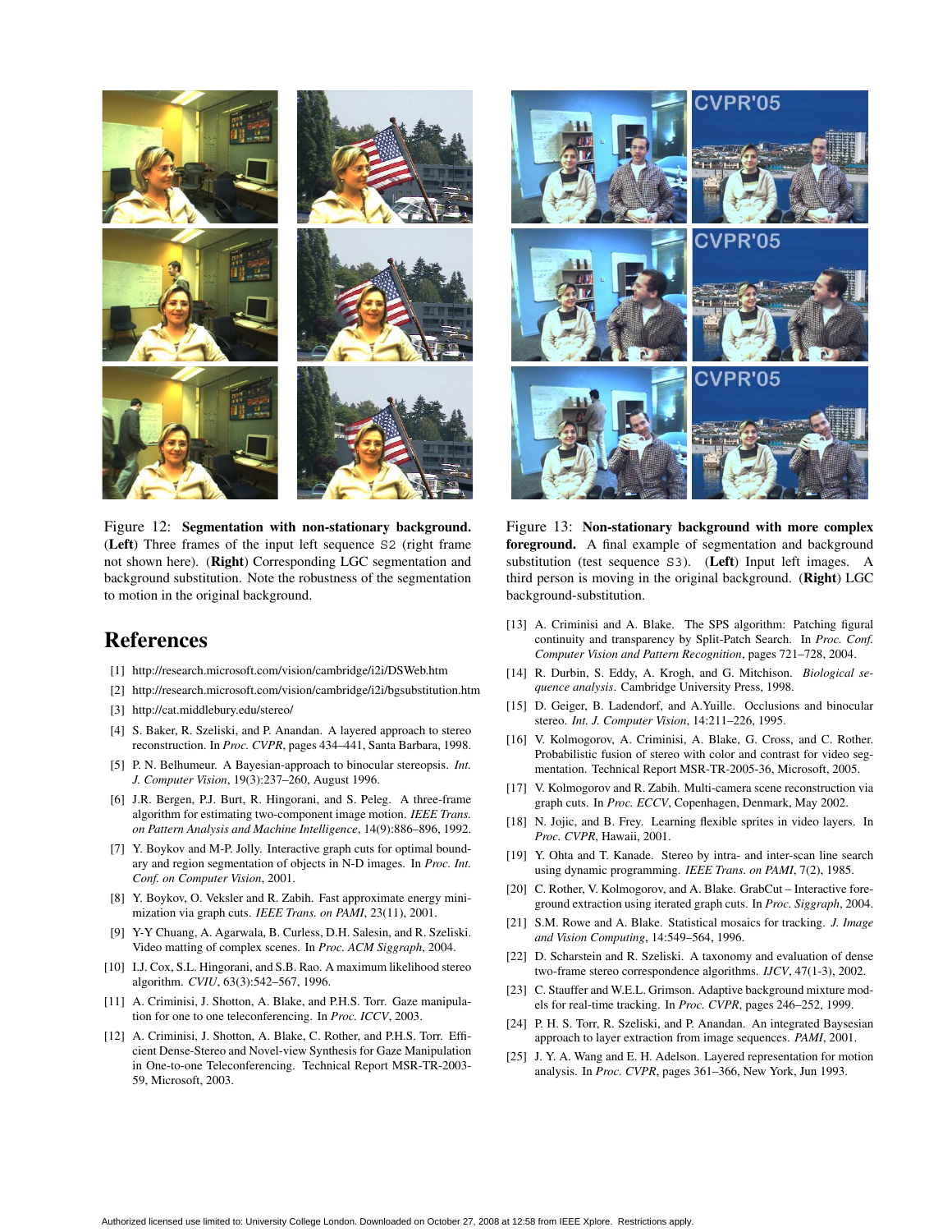Figure 12: **Segmentation with non-stationary background.** (**Left**) Three frames of the input left sequence S2 (right frame not shown here). (**Right**) Corresponding LGC segmentation and background substitution. Note the robustness of the segmentation to motion in the original background.

Figure 13: **Non-stationary background with more complex foreground.** A final example of segmentation and background substitution (test sequence S3). (**Left**) Input left images. A third person is moving in the original background. (**Right**) LGC background-substitution.

## References

[1] http://research.microsoft.com/vision/cambridge/i2i/DSWeb.htm

[2] http://research.microsoft.com/vision/cambridge/i2i/bgsubstitution.htm

[3] http://cat.middlebury.edu/stereo/

[4] S. Baker, R. Szeliski, and P. Anandan. A layered approach to stereo reconstruction. In *Proc. CVPR*, pages 434–441, Santa Barbara, 1998.

[5] P. N. Belhumeur. A Bayesian-approach to binocular stereopsis. *Int. J. Computer Vision*, 19(3):237–260, August 1996.

[6] J.R. Bergen, P.J. Burt, R. Hingorani, and S. Peleg. A three-frame algorithm for estimating two-component image motion. *IEEE Trans. on Pattern Analysis and Machine Intelligence*, 14(9):886–896, 1992.

[7] Y. Boykov and M-P. Jolly. Interactive graph cuts for optimal boundary and region segmentation of objects in N-D images. In *Proc. Int. Conf. on Computer Vision*, 2001.

[8] Y. Boykov, O. Veksler and R. Zabih. Fast approximate energy minimization via graph cuts. *IEEE Trans. on PAMI*, 23(11), 2001.

[9] Y-Y Chuang, A. Agarwala, B. Curless, D.H. Salesin, and R. Szeliski. Video matting of complex scenes. In *Proc. ACM Siggraph*, 2004.

[10] I.J. Cox, S.L. Hingorani, and S.B. Rao. A maximum likelihood stereo algorithm. *CVIU*, 63(3):542–567, 1996.

[11] A. Criminisi, J. Shotton, A. Blake, and P.H.S. Torr. Gaze manipulation for one to one teleconferencing. In *Proc. ICCV*, 2003.

[12] A. Criminisi, J. Shotton, A. Blake, C. Rother, and P.H.S. Torr. Efficient Dense-Stereo and Novel-view Synthesis for Gaze Manipulation in One-to-one Teleconferencing. Technical Report MSR-TR-2003-59, Microsoft, 2003.

[13] A. Criminisi and A. Blake. The SPS algorithm: Patching figural continuity and transparency by Split-Patch Search. In *Proc. Conf. Computer Vision and Pattern Recognition*, pages 721–728, 2004.

[14] R. Durbin, S. Eddy, A. Krogh, and G. Mitchison. *Biological sequence analysis*. Cambridge University Press, 1998.

[15] D. Geiger, B. Ladendorf, and A.Yuille. Occlusions and binocular stereo. *Int. J. Computer Vision*, 14:211–226, 1995.

[16] V. Kolmogorov, A. Criminisi, A. Blake, G. Cross, and C. Rother. Probabilistic fusion of stereo with color and contrast for video segmentation. Technical Report MSR-TR-2005-36, Microsoft, 2005.

[17] V. Kolmogorov and R. Zabih. Multi-camera scene reconstruction via graph cuts. In *Proc. ECCV*, Copenhagen, Denmark, May 2002.

[18] N. Jojic, and B. Frey. Learning flexible sprites in video layers. In *Proc. CVPR*, Hawaii, 2001.

[19] Y. Ohta and T. Kanade. Stereo by intra- and inter-scan line search using dynamic programming. *IEEE Trans. on PAMI*, 7(2), 1985.

[20] C. Rother, V. Kolmogorov, and A. Blake. GrabCut – Interactive foreground extraction using iterated graph cuts. In *Proc. Siggraph*, 2004.

[21] S.M. Rowe and A. Blake. Statistical mosaics for tracking. *J. Image and Vision Computing*, 14:549–564, 1996.

[22] D. Scharstein and R. Szeliski. A taxonomy and evaluation of dense two-frame stereo correspondence algorithms. *IJCV*, 47(1-3), 2002.

[23] C. Stauffer and W.E.L. Grimson. Adaptive background mixture models for real-time tracking. In *Proc. CVPR*, pages 246–252, 1999.

[24] P. H. S. Torr, R. Szeliski, and P. Anandan. An integrated Baysesian approach to layer extraction from image sequences. *PAMI*, 2001.

[25] J. Y. A. Wang and E. H. Adelson. Layered representation for motion analysis. In *Proc. CVPR*, pages 361–366, New York, Jun 1993.